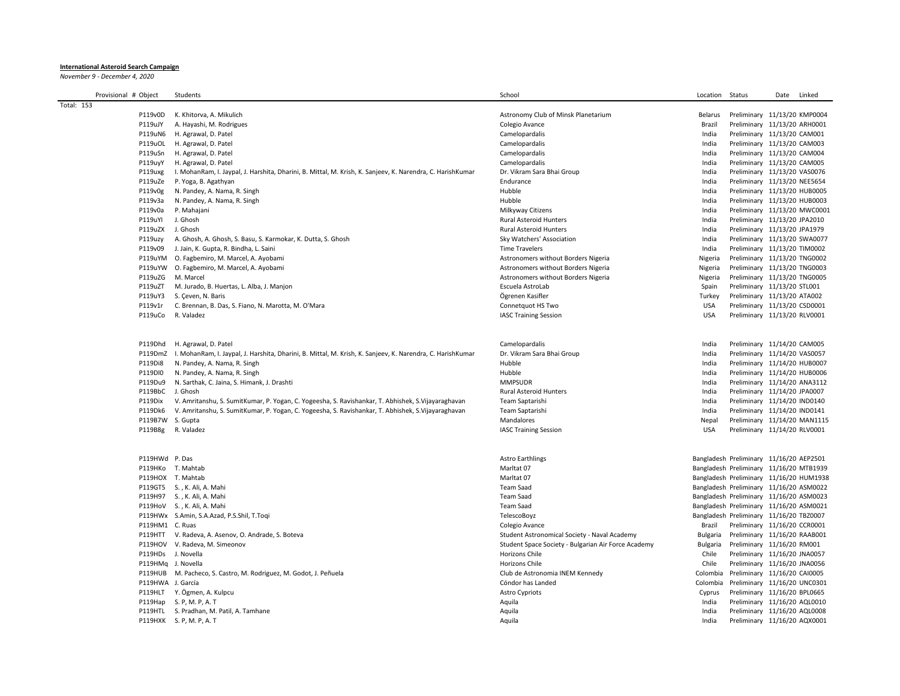**International Asteroid Search Campaign**

*November 9 - December 4, 2020*

| Provisional # | Object | Students | School | Location | Status | Date | Linked |
|---|---|---|---|---|---|---|---|
| Total: 153 | | | | | | | |
| | P119v0D | K. Khitorva, A. Mikulich | Astronomy Club of Minsk Planetarium | Belarus | Preliminary | 11/13/20 | KMP0004 |
| | P119uJY | A. Hayashi, M. Rodrigues | Colegio Avance | Brazil | Preliminary | 11/13/20 | ARH0001 |
| | P119uN6 | H. Agrawal, D. Patel | Camelopardalis | India | Preliminary | 11/13/20 | CAM001 |
| | P119uOL | H. Agrawal, D. Patel | Camelopardalis | India | Preliminary | 11/13/20 | CAM003 |
| | P119uSn | H. Agrawal, D. Patel | Camelopardalis | India | Preliminary | 11/13/20 | CAM004 |
| | P119uyY | H. Agrawal, D. Patel | Camelopardalis | India | Preliminary | 11/13/20 | CAM005 |
| | P119uxg | I. MohanRam, I. Jaypal, J. Harshita, Dharini, B. Mittal, M. Krish, K. Sanjeev, K. Narendra, C. HarishKumar | Dr. Vikram Sara Bhai Group | India | Preliminary | 11/13/20 | VAS0076 |
| | P119uZe | P. Yoga, B. Agathyan | Endurance | India | Preliminary | 11/13/20 | NEE5654 |
| | P119v0g | N. Pandey, A. Nama, R. Singh | Hubble | India | Preliminary | 11/13/20 | HUB0005 |
| | P119v3a | N. Pandey, A. Nama, R. Singh | Hubble | India | Preliminary | 11/13/20 | HUB0003 |
| | P119v0a | P. Mahajani | Milkyway Citizens | India | Preliminary | 11/13/20 | MWC0001 |
| | P119uYl | J. Ghosh | Rural Asteroid Hunters | India | Preliminary | 11/13/20 | JPA2010 |
| | P119uZX | J. Ghosh | Rural Asteroid Hunters | India | Preliminary | 11/13/20 | JPA1979 |
| | P119uzy | A. Ghosh, A. Ghosh, S. Basu, S. Karmokar, K. Dutta, S. Ghosh | Sky Watchers' Association | India | Preliminary | 11/13/20 | SWA0077 |
| | P119v09 | J. Jain, K. Gupta, R. Bindha, L. Saini | Time Travelers | India | Preliminary | 11/13/20 | TIM0002 |
| | P119uYM | O. Fagbemiro, M. Marcel, A. Ayobami | Astronomers without Borders Nigeria | Nigeria | Preliminary | 11/13/20 | TNG0002 |
| | P119uYW | O. Fagbemiro, M. Marcel, A. Ayobami | Astronomers without Borders Nigeria | Nigeria | Preliminary | 11/13/20 | TNG0003 |
| | P119uZG | M. Marcel | Astronomers without Borders Nigeria | Nigeria | Preliminary | 11/13/20 | TNG0005 |
| | P119uZT | M. Jurado, B. Huertas, L. Alba, J. Manjon | Escuela AstroLab | Spain | Preliminary | 11/13/20 | STL001 |
| | P119uY3 | S. Çeven, N. Baris | Ögrenen Kasifler | Turkey | Preliminary | 11/13/20 | ATA002 |
| | P119v1r | C. Brennan, B. Das, S. Fiano, N. Marotta, M. O'Mara | Connetquot HS Two | USA | Preliminary | 11/13/20 | CSD0001 |
| | P119uCo | R. Valadez | IASC Training Session | USA | Preliminary | 11/13/20 | RLV0001 |
| | | | | | | | |
| | P119Dhd | H. Agrawal, D. Patel | Camelopardalis | India | Preliminary | 11/14/20 | CAM005 |
| | P119DmZ | I. MohanRam, I. Jaypal, J. Harshita, Dharini, B. Mittal, M. Krish, K. Sanjeev, K. Narendra, C. HarishKumar | Dr. Vikram Sara Bhai Group | India | Preliminary | 11/14/20 | VAS0057 |
| | P119Di8 | N. Pandey, A. Nama, R. Singh | Hubble | India | Preliminary | 11/14/20 | HUB0007 |
| | P119Dl0 | N. Pandey, A. Nama, R. Singh | Hubble | India | Preliminary | 11/14/20 | HUB0006 |
| | P119Du9 | N. Sarthak, C. Jaina, S. Himank, J. Drashti | MMPSUDR | India | Preliminary | 11/14/20 | ANA3112 |
| | P119BbC | J. Ghosh | Rural Asteroid Hunters | India | Preliminary | 11/14/20 | JPA0007 |
| | P119Dix | V. Amritanshu, S. SumitKumar, P. Yogan, C. Yogeesha, S. Ravishankar, T. Abhishek, S.Vijayaraghavan | Team Saptarishi | India | Preliminary | 11/14/20 | IND0140 |
| | P119Dk6 | V. Amritanshu, S. SumitKumar, P. Yogan, C. Yogeesha, S. Ravishankar, T. Abhishek, S.Vijayaraghavan | Team Saptarishi | India | Preliminary | 11/14/20 | IND0141 |
| | P119B7W | S. Gupta | Mandalores | Nepal | Preliminary | 11/14/20 | MAN1115 |
| | P119B8g | R. Valadez | IASC Training Session | USA | Preliminary | 11/14/20 | RLV0001 |
| | | | | | | | |
| | P119HWd | P. Das | Astro Earthlings | Bangladesh | Preliminary | 11/16/20 | AEP2501 |
| | P119HKo | T. Mahtab | Marltat 07 | Bangladesh | Preliminary | 11/16/20 | MTB1939 |
| | P119HOX | T. Mahtab | Marltat 07 | Bangladesh | Preliminary | 11/16/20 | HUM1938 |
| | P119GT5 | S. , K. Ali, A. Mahi | Team Saad | Bangladesh | Preliminary | 11/16/20 | ASM0022 |
| | P119H97 | S. , K. Ali, A. Mahi | Team Saad | Bangladesh | Preliminary | 11/16/20 | ASM0023 |
| | P119HoV | S. , K. Ali, A. Mahi | Team Saad | Bangladesh | Preliminary | 11/16/20 | ASM0021 |
| | P119HWx | S.Amin, S.A.Azad, P.S.Shil, T.Toqi | TelescoBoyz | Bangladesh | Preliminary | 11/16/20 | TBZ0007 |
| | P119HM1 | C. Ruas | Colegio Avance | Brazil | Preliminary | 11/16/20 | CCR0001 |
| | P119HTT | V. Radeva, A. Asenov, O. Andrade, S. Boteva | Student Astronomical Society - Naval Academy | Bulgaria | Preliminary | 11/16/20 | RAAB001 |
| | P119HOV | V. Radeva, M. Simeonov | Student Space Society - Bulgarian Air Force Academy | Bulgaria | Preliminary | 11/16/20 | RM001 |
| | P119HDs | J. Novella | Horizons Chile | Chile | Preliminary | 11/16/20 | JNA0057 |
| | P119HMq | J. Novella | Horizons Chile | Chile | Preliminary | 11/16/20 | JNA0056 |
| | P119HUB | M. Pacheco, S. Castro, M. Rodriguez, M. Godot, J. Peñuela | Club de Astronomia INEM Kennedy | Colombia | Preliminary | 11/16/20 | CAI0005 |
| | P119HWA | J. García | Cóndor has Landed | Colombia | Preliminary | 11/16/20 | UNC0301 |
| | P119HLT | Y. Ögmen, A. Kulpcu | Astro Cypriots | Cyprus | Preliminary | 11/16/20 | BPL0665 |
| | P119Hap | S. P, M. P, A. T | Aquila | India | Preliminary | 11/16/20 | AQL0010 |
| | P119HTL | S. Pradhan, M. Patil, A. Tamhane | Aquila | India | Preliminary | 11/16/20 | AQL0008 |
| | P119HXK | S. P, M. P, A. T | Aquila | India | Preliminary | 11/16/20 | AQX0001 |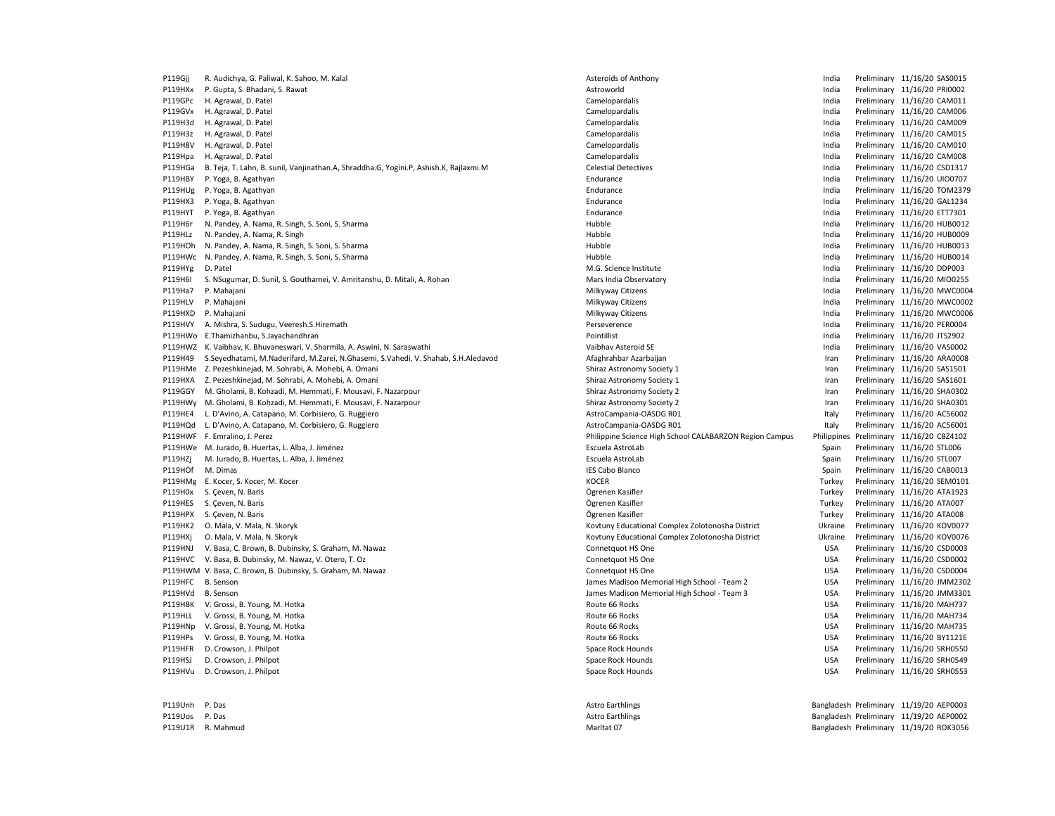| | | | | | | |
|---|---|---|---|---|---|---|
| P119Gjj | R. Audichya, G. Paliwal, K. Sahoo, M. Kalal | Asteroids of Anthony | India | Preliminary | 11/16/20 | SAS0015 |
| P119HXx | P. Gupta, S. Bhadani, S. Rawat | Astroworld | India | Preliminary | 11/16/20 | PRI0002 |
| P119GPc | H. Agrawal, D. Patel | Camelopardalis | India | Preliminary | 11/16/20 | CAM011 |
| P119GVx | H. Agrawal, D. Patel | Camelopardalis | India | Preliminary | 11/16/20 | CAM006 |
| P119H3d | H. Agrawal, D. Patel | Camelopardalis | India | Preliminary | 11/16/20 | CAM009 |
| P119H3z | H. Agrawal, D. Patel | Camelopardalis | India | Preliminary | 11/16/20 | CAM015 |
| P119H8V | H. Agrawal, D. Patel | Camelopardalis | India | Preliminary | 11/16/20 | CAM010 |
| P119Hpa | H. Agrawal, D. Patel | Camelopardalis | India | Preliminary | 11/16/20 | CAM008 |
| P119HGa | B. Teja, T. Lahn, B. sunil, Vanjinathan.A, Shraddha.G, Yogini.P, Ashish.K, Rajlaxmi.M | Celestial Detectives | India | Preliminary | 11/16/20 | CSD1317 |
| P119HBY | P. Yoga, B. Agathyan | Endurance | India | Preliminary | 11/16/20 | UIO0707 |
| P119HUg | P. Yoga, B. Agathyan | Endurance | India | Preliminary | 11/16/20 | TOM2379 |
| P119HX3 | P. Yoga, B. Agathyan | Endurance | India | Preliminary | 11/16/20 | GAL1234 |
| P119HYT | P. Yoga, B. Agathyan | Endurance | India | Preliminary | 11/16/20 | ETT7301 |
| P119H6r | N. Pandey, A. Nama, R. Singh, S. Soni, S. Sharma | Hubble | India | Preliminary | 11/16/20 | HUB0012 |
| P119HLz | N. Pandey, A. Nama, R. Singh | Hubble | India | Preliminary | 11/16/20 | HUB0009 |
| P119HOh | N. Pandey, A. Nama, R. Singh, S. Soni, S. Sharma | Hubble | India | Preliminary | 11/16/20 | HUB0013 |
| P119HWc | N. Pandey, A. Nama, R. Singh, S. Soni, S. Sharma | Hubble | India | Preliminary | 11/16/20 | HUB0014 |
| P119HYg | D. Patel | M.G. Science Institute | India | Preliminary | 11/16/20 | DDP003 |
| P119H6l | S. NSugumar, D. Sunil, S. Gouthamei, V. Amritanshu, D. Mitali, A. Rohan | Mars India Observatory | India | Preliminary | 11/16/20 | MIO0255 |
| P119Ha7 | P. Mahajani | Milkyway Citizens | India | Preliminary | 11/16/20 | MWC0004 |
| P119HLV | P. Mahajani | Milkyway Citizens | India | Preliminary | 11/16/20 | MWC0002 |
| P119HXD | P. Mahajani | Milkyway Citizens | India | Preliminary | 11/16/20 | MWC0006 |
| P119HVY | A. Mishra, S. Sudugu, Veeresh.S.Hiremath | Perseverence | India | Preliminary | 11/16/20 | PER0004 |
| P119HWo | E.Thamizhanbu, S.Jayachandhran | Pointillist | India | Preliminary | 11/16/20 | JTS2902 |
| P119HWZ | K. Vaibhav, K. Bhuvaneswari, V. Sharmila, A. Aswini, N. Saraswathi | Vaibhav Asteroid SE | India | Preliminary | 11/16/20 | VAS0002 |
| P119H49 | S.Seyedhatami, M.Naderifard, M.Zarei, N.Ghasemi, S.Vahedi, V. Shahab, S.H.Aledavod | Afaghrahbar Azarbaijan | Iran | Preliminary | 11/16/20 | ARA0008 |
| P119HMe | Z. Pezeshkinejad, M. Sohrabi, A. Mohebi, A. Omani | Shiraz Astronomy Society 1 | Iran | Preliminary | 11/16/20 | SAS1501 |
| P119HXA | Z. Pezeshkinejad, M. Sohrabi, A. Mohebi, A. Omani | Shiraz Astronomy Society 1 | Iran | Preliminary | 11/16/20 | SAS1601 |
| P119GGY | M. Gholami, B. Kohzadi, M. Hemmati, F. Mousavi, F. Nazarpour | Shiraz Astronomy Society 2 | Iran | Preliminary | 11/16/20 | SHA0302 |
| P119HWy | M. Gholami, B. Kohzadi, M. Hemmati, F. Mousavi, F. Nazarpour | Shiraz Astronomy Society 2 | Iran | Preliminary | 11/16/20 | SHA0301 |
| P119HE4 | L. D'Avino, A. Catapano, M. Corbisiero, G. Ruggiero | AstroCampania-OASDG R01 | Italy | Preliminary | 11/16/20 | AC56002 |
| P119HQd | L. D'Avino, A. Catapano, M. Corbisiero, G. Ruggiero | AstroCampania-OASDG R01 | Italy | Preliminary | 11/16/20 | AC56001 |
| P119HWF | F. Emralino, J. Perez | Philippine Science High School CALABARZON Region Campus | Philippines | Preliminary | 11/16/20 | CBZ4102 |
| P119HWe | M. Jurado, B. Huertas, L. Alba, J. Jiménez | Escuela AstroLab | Spain | Preliminary | 11/16/20 | STL006 |
| P119HZj | M. Jurado, B. Huertas, L. Alba, J. Jiménez | Escuela AstroLab | Spain | Preliminary | 11/16/20 | STL007 |
| P119HOf | M. Dimas | IES Cabo Blanco | Spain | Preliminary | 11/16/20 | CAB0013 |
| P119HMg | E. Kocer, S. Kocer, M. Kocer | KOCER | Turkey | Preliminary | 11/16/20 | SEM0101 |
| P119H0x | S. Çeven, N. Baris | Ögrenen Kasifler | Turkey | Preliminary | 11/16/20 | ATA1923 |
| P119HES | S. Çeven, N. Baris | Ögrenen Kasifler | Turkey | Preliminary | 11/16/20 | ATA007 |
| P119HPX | S. Çeven, N. Baris | Ögrenen Kasifler | Turkey | Preliminary | 11/16/20 | ATA008 |
| P119HK2 | O. Mala, V. Mala, N. Skoryk | Kovtuny Educational Complex Zolotonosha District | Ukraine | Preliminary | 11/16/20 | KOV0077 |
| P119HXj | O. Mala, V. Mala, N. Skoryk | Kovtuny Educational Complex Zolotonosha District | Ukraine | Preliminary | 11/16/20 | KOV0076 |
| P119HNJ | V. Basa, C. Brown, B. Dubinsky, S. Graham, M. Nawaz | Connetquot HS One | USA | Preliminary | 11/16/20 | CSD0003 |
| P119HVC | V. Basa, B. Dubinsky, M. Nawaz, V. Otero, T. Oz | Connetquot HS One | USA | Preliminary | 11/16/20 | CSD0002 |
| P119HWM | V. Basa, C. Brown, B. Dubinsky, S. Graham, M. Nawaz | Connetquot HS One | USA | Preliminary | 11/16/20 | CSD0004 |
| P119HFC | B. Senson | James Madison Memorial High School - Team 2 | USA | Preliminary | 11/16/20 | JMM2302 |
| P119HVd | B. Senson | James Madison Memorial High School - Team 3 | USA | Preliminary | 11/16/20 | JMM3301 |
| P119HBK | V. Grossi, B. Young, M. Hotka | Route 66 Rocks | USA | Preliminary | 11/16/20 | MAH737 |
| P119HLL | V. Grossi, B. Young, M. Hotka | Route 66 Rocks | USA | Preliminary | 11/16/20 | MAH734 |
| P119HNp | V. Grossi, B. Young, M. Hotka | Route 66 Rocks | USA | Preliminary | 11/16/20 | MAH735 |
| P119HPs | V. Grossi, B. Young, M. Hotka | Route 66 Rocks | USA | Preliminary | 11/16/20 | BY1121E |
| P119HFR | D. Crowson, J. Philpot | Space Rock Hounds | USA | Preliminary | 11/16/20 | SRH0550 |
| P119HSJ | D. Crowson, J. Philpot | Space Rock Hounds | USA | Preliminary | 11/16/20 | SRH0549 |
| P119HVu | D. Crowson, J. Philpot | Space Rock Hounds | USA | Preliminary | 11/16/20 | SRH0553 |
| | | | | | | |
| P119Unh | P. Das | Astro Earthlings | Bangladesh | Preliminary | 11/19/20 | AEP0003 |
| P119Uos | P. Das | Astro Earthlings | Bangladesh | Preliminary | 11/19/20 | AEP0002 |
| P119U1R | R. Mahmud | Marltat 07 | Bangladesh | Preliminary | 11/19/20 | ROK3056 |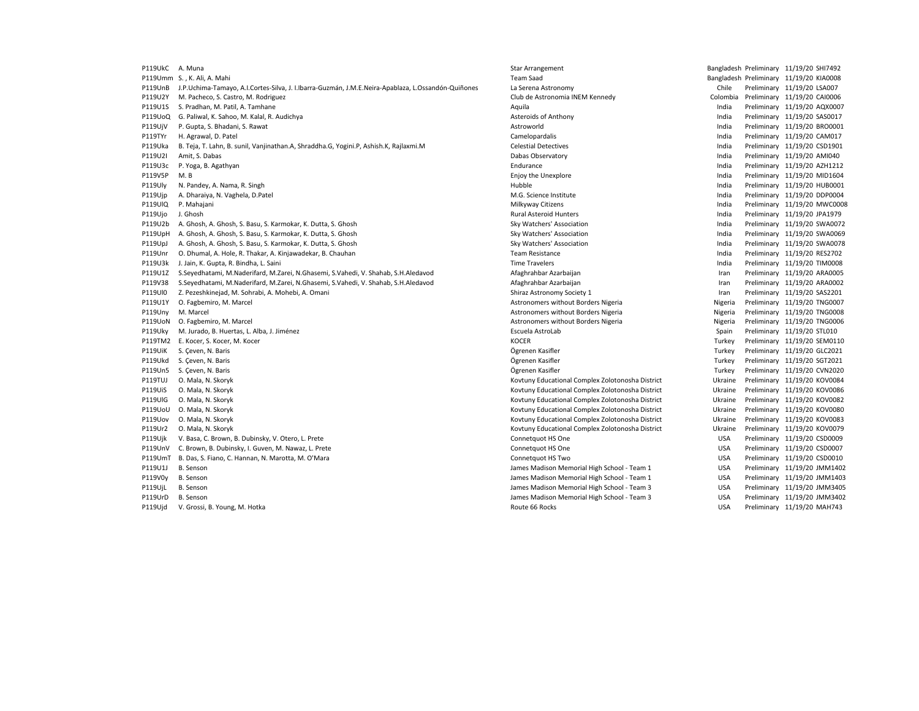| | | | | | | |
|---|---|---|---|---|---|---|
| P119UkC | A. Muna | Star Arrangement | Bangladesh | Preliminary | 11/19/20 | SHI7492 |
| P119Umm | S. , K. Ali, A. Mahi | Team Saad | Bangladesh | Preliminary | 11/19/20 | KIA0008 |
| P119UnB | J.P.Uchima-Tamayo, A.I.Cortes-Silva, J. I.Ibarra-Guzmán, J.M.E.Neira-Apablaza, L.Ossandón-Quiñones | La Serena Astronomy | Chile | Preliminary | 11/19/20 | LSA007 |
| P119U2Y | M. Pacheco, S. Castro, M. Rodriguez | Club de Astronomia INEM Kennedy | Colombia | Preliminary | 11/19/20 | CAI0006 |
| P119U1S | S. Pradhan, M. Patil, A. Tamhane | Aquila | India | Preliminary | 11/19/20 | AQX0007 |
| P119UoQ | G. Paliwal, K. Sahoo, M. Kalal, R. Audichya | Asteroids of Anthony | India | Preliminary | 11/19/20 | SAS0017 |
| P119UjV | P. Gupta, S. Bhadani, S. Rawat | Astroworld | India | Preliminary | 11/19/20 | BRO0001 |
| P119TYr | H. Agrawal, D. Patel | Camelopardalis | India | Preliminary | 11/19/20 | CAM017 |
| P119Uka | B. Teja, T. Lahn, B. sunil, Vanjinathan.A, Shraddha.G, Yogini.P, Ashish.K, Rajlaxmi.M | Celestial Detectives | India | Preliminary | 11/19/20 | CSD1901 |
| P119U2I | Amit, S. Dabas | Dabas Observatory | India | Preliminary | 11/19/20 | AMI040 |
| P119U3c | P. Yoga, B. Agathyan | Endurance | India | Preliminary | 11/19/20 | AZH1212 |
| P119V5P | M. B | Enjoy the Unexplore | India | Preliminary | 11/19/20 | MID1604 |
| P119Uly | N. Pandey, A. Nama, R. Singh | Hubble | India | Preliminary | 11/19/20 | HUB0001 |
| P119Ujp | A. Dharaiya, N. Vaghela, D.Patel | M.G. Science Institute | India | Preliminary | 11/19/20 | DDP0004 |
| P119UlQ | P. Mahajani | Milkyway Citizens | India | Preliminary | 11/19/20 | MWC0008 |
| P119Ujo | J. Ghosh | Rural Asteroid Hunters | India | Preliminary | 11/19/20 | JPA1979 |
| P119U2b | A. Ghosh, A. Ghosh, S. Basu, S. Karmokar, K. Dutta, S. Ghosh | Sky Watchers' Association | India | Preliminary | 11/19/20 | SWA0072 |
| P119UpH | A. Ghosh, A. Ghosh, S. Basu, S. Karmokar, K. Dutta, S. Ghosh | Sky Watchers' Association | India | Preliminary | 11/19/20 | SWA0069 |
| P119UpJ | A. Ghosh, A. Ghosh, S. Basu, S. Karmokar, K. Dutta, S. Ghosh | Sky Watchers' Association | India | Preliminary | 11/19/20 | SWA0078 |
| P119Unr | O. Dhumal, A. Hole, R. Thakar, A. Kinjawadekar, B. Chauhan | Team Resistance | India | Preliminary | 11/19/20 | RES2702 |
| P119U3k | J. Jain, K. Gupta, R. Bindha, L. Saini | Time Travelers | India | Preliminary | 11/19/20 | TIM0008 |
| P119U1Z | S.Seyedhatami, M.Naderifard, M.Zarei, N.Ghasemi, S.Vahedi, V. Shahab, S.H.Aledavod | Afaghrahbar Azarbaijan | Iran | Preliminary | 11/19/20 | ARA0005 |
| P119V38 | S.Seyedhatami, M.Naderifard, M.Zarei, N.Ghasemi, S.Vahedi, V. Shahab, S.H.Aledavod | Afaghrahbar Azarbaijan | Iran | Preliminary | 11/19/20 | ARA0002 |
| P119Ul0 | Z. Pezeshkinejad, M. Sohrabi, A. Mohebi, A. Omani | Shiraz Astronomy Society 1 | Iran | Preliminary | 11/19/20 | SAS2201 |
| P119U1Y | O. Fagbemiro, M. Marcel | Astronomers without Borders Nigeria | Nigeria | Preliminary | 11/19/20 | TNG0007 |
| P119Uny | M. Marcel | Astronomers without Borders Nigeria | Nigeria | Preliminary | 11/19/20 | TNG0008 |
| P119UoN | O. Fagbemiro, M. Marcel | Astronomers without Borders Nigeria | Nigeria | Preliminary | 11/19/20 | TNG0006 |
| P119Uky | M. Jurado, B. Huertas, L. Alba, J. Jiménez | Escuela AstroLab | Spain | Preliminary | 11/19/20 | STL010 |
| P119TM2 | E. Kocer, S. Kocer, M. Kocer | KOCER | Turkey | Preliminary | 11/19/20 | SEM0110 |
| P119UiK | S. Çeven, N. Baris | Ögrenen Kasifler | Turkey | Preliminary | 11/19/20 | GLC2021 |
| P119Ukd | S. Çeven, N. Baris | Ögrenen Kasifler | Turkey | Preliminary | 11/19/20 | SGT2021 |
| P119Un5 | S. Çeven, N. Baris | Ögrenen Kasifler | Turkey | Preliminary | 11/19/20 | CVN2020 |
| P119TUJ | O. Mala, N. Skoryk | Kovtuny Educational Complex Zolotonosha District | Ukraine | Preliminary | 11/19/20 | KOV0084 |
| P119UiS | O. Mala, N. Skoryk | Kovtuny Educational Complex Zolotonosha District | Ukraine | Preliminary | 11/19/20 | KOV0086 |
| P119UlG | O. Mala, N. Skoryk | Kovtuny Educational Complex Zolotonosha District | Ukraine | Preliminary | 11/19/20 | KOV0082 |
| P119UoU | O. Mala, N. Skoryk | Kovtuny Educational Complex Zolotonosha District | Ukraine | Preliminary | 11/19/20 | KOV0080 |
| P119Uov | O. Mala, N. Skoryk | Kovtuny Educational Complex Zolotonosha District | Ukraine | Preliminary | 11/19/20 | KOV0083 |
| P119Ur2 | O. Mala, N. Skoryk | Kovtuny Educational Complex Zolotonosha District | Ukraine | Preliminary | 11/19/20 | KOV0079 |
| P119Ujk | V. Basa, C. Brown, B. Dubinsky, V. Otero, L. Prete | Connetquot HS One | USA | Preliminary | 11/19/20 | CSD0009 |
| P119UnV | C. Brown, B. Dubinsky, I. Guven, M. Nawaz, L. Prete | Connetquot HS One | USA | Preliminary | 11/19/20 | CSD0007 |
| P119UmT | B. Das, S. Fiano, C. Hannan, N. Marotta, M. O'Mara | Connetquot HS Two | USA | Preliminary | 11/19/20 | CSD0010 |
| P119U1J | B. Senson | James Madison Memorial High School - Team 1 | USA | Preliminary | 11/19/20 | JMM1402 |
| P119V0y | B. Senson | James Madison Memorial High School - Team 1 | USA | Preliminary | 11/19/20 | JMM1403 |
| P119UjL | B. Senson | James Madison Memorial High School - Team 3 | USA | Preliminary | 11/19/20 | JMM3405 |
| P119UrD | B. Senson | James Madison Memorial High School - Team 3 | USA | Preliminary | 11/19/20 | JMM3402 |
| P119Ujd | V. Grossi, B. Young, M. Hotka | Route 66 Rocks | USA | Preliminary | 11/19/20 | MAH743 |